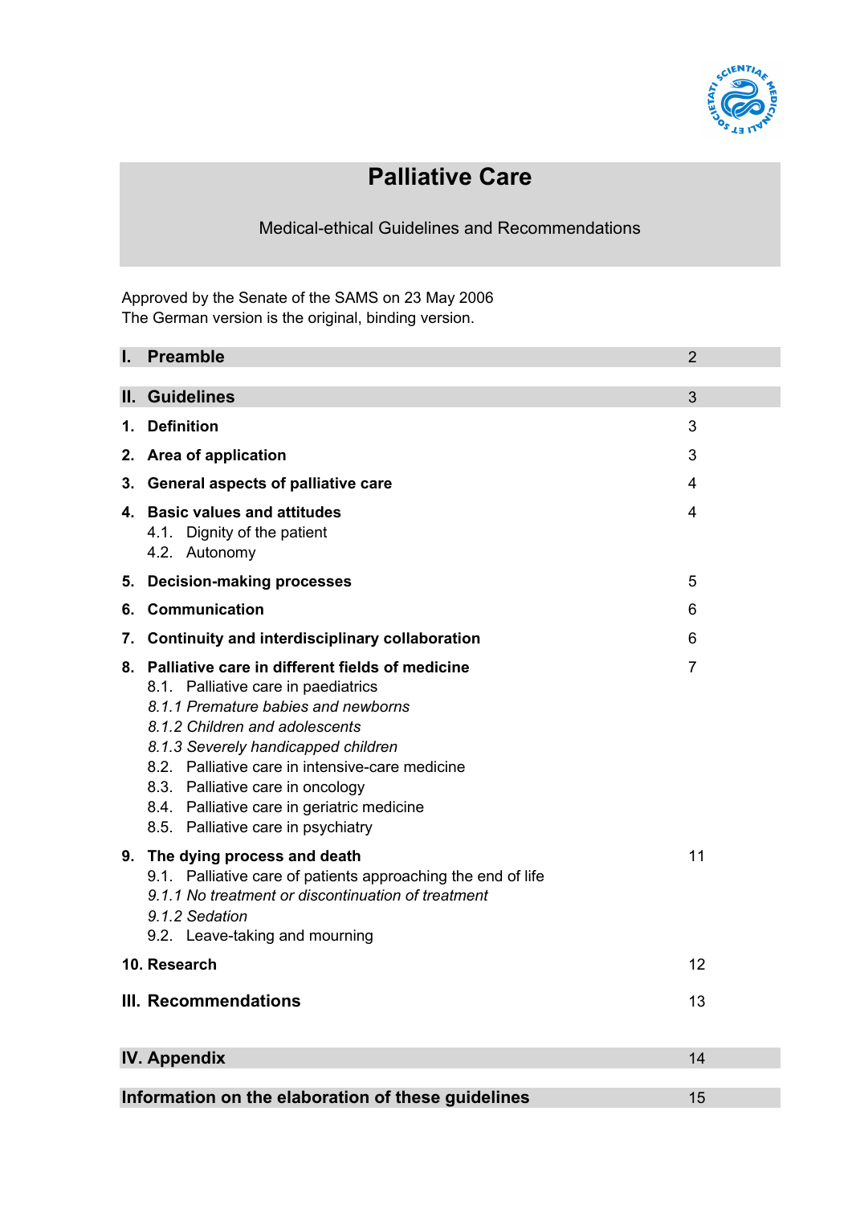# Palliative Care

Medical-ethical Guidelines and Recommendations

Approved by the Senate of the SAMS on 23 May 2006
The German version is the original, binding version.

| | | |
|---|---|---|
| **I.** | **Preamble** | 2 |
| **II.** | **Guidelines** | 3 |
| **1.** | **Definition** | 3 |
| **2.** | **Area of application** | 3 |
| **3.** | **General aspects of palliative care** | 4 |
| **4.** | **Basic values and attitudes**<br>4.1. Dignity of the patient<br>4.2. Autonomy | 4 |
| **5.** | **Decision-making processes** | 5 |
| **6.** | **Communication** | 6 |
| **7.** | **Continuity and interdisciplinary collaboration** | 6 |
| **8.** | **Palliative care in different fields of medicine**<br>8.1. Palliative care in paediatrics<br>*8.1.1 Premature babies and newborns*<br>*8.1.2 Children and adolescents*<br>*8.1.3 Severely handicapped children*<br>8.2. Palliative care in intensive-care medicine<br>8.3. Palliative care in oncology<br>8.4. Palliative care in geriatric medicine<br>8.5. Palliative care in psychiatry | 7 |
| **9.** | **The dying process and death**<br>9.1. Palliative care of patients approaching the end of life<br>*9.1.1 No treatment or discontinuation of treatment*<br>*9.1.2 Sedation*<br>9.2. Leave-taking and mourning | 11 |
| **10.** | **Research** | 12 |
| **III.** | **Recommendations** | 13 |
| **IV.** | **Appendix** | 14 |
| | **Information on the elaboration of these guidelines** | 15 |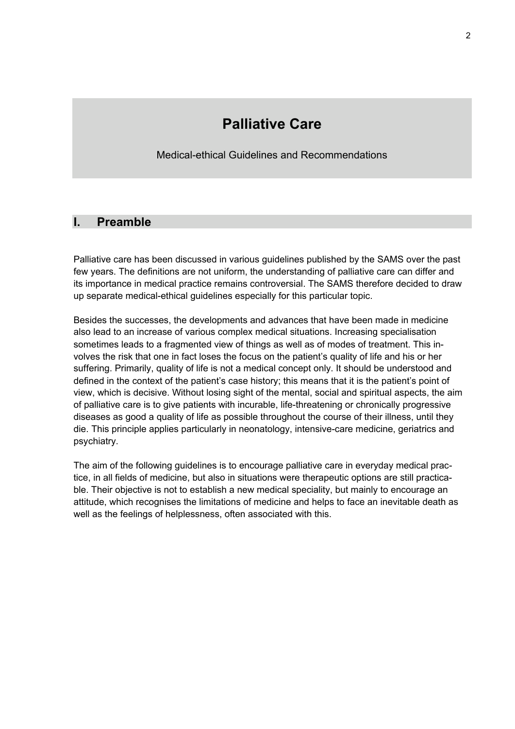# Palliative Care

Medical-ethical Guidelines and Recommendations

## I. Preamble

Palliative care has been discussed in various guidelines published by the SAMS over the past few years. The definitions are not uniform, the understanding of palliative care can differ and its importance in medical practice remains controversial. The SAMS therefore decided to draw up separate medical-ethical guidelines especially for this particular topic.

Besides the successes, the developments and advances that have been made in medicine also lead to an increase of various complex medical situations. Increasing specialisation sometimes leads to a fragmented view of things as well as of modes of treatment. This involves the risk that one in fact loses the focus on the patient's quality of life and his or her suffering. Primarily, quality of life is not a medical concept only. It should be understood and defined in the context of the patient's case history; this means that it is the patient's point of view, which is decisive. Without losing sight of the mental, social and spiritual aspects, the aim of palliative care is to give patients with incurable, life-threatening or chronically progressive diseases as good a quality of life as possible throughout the course of their illness, until they die. This principle applies particularly in neonatology, intensive-care medicine, geriatrics and psychiatry.

The aim of the following guidelines is to encourage palliative care in everyday medical practice, in all fields of medicine, but also in situations were therapeutic options are still practicable. Their objective is not to establish a new medical speciality, but mainly to encourage an attitude, which recognises the limitations of medicine and helps to face an inevitable death as well as the feelings of helplessness, often associated with this.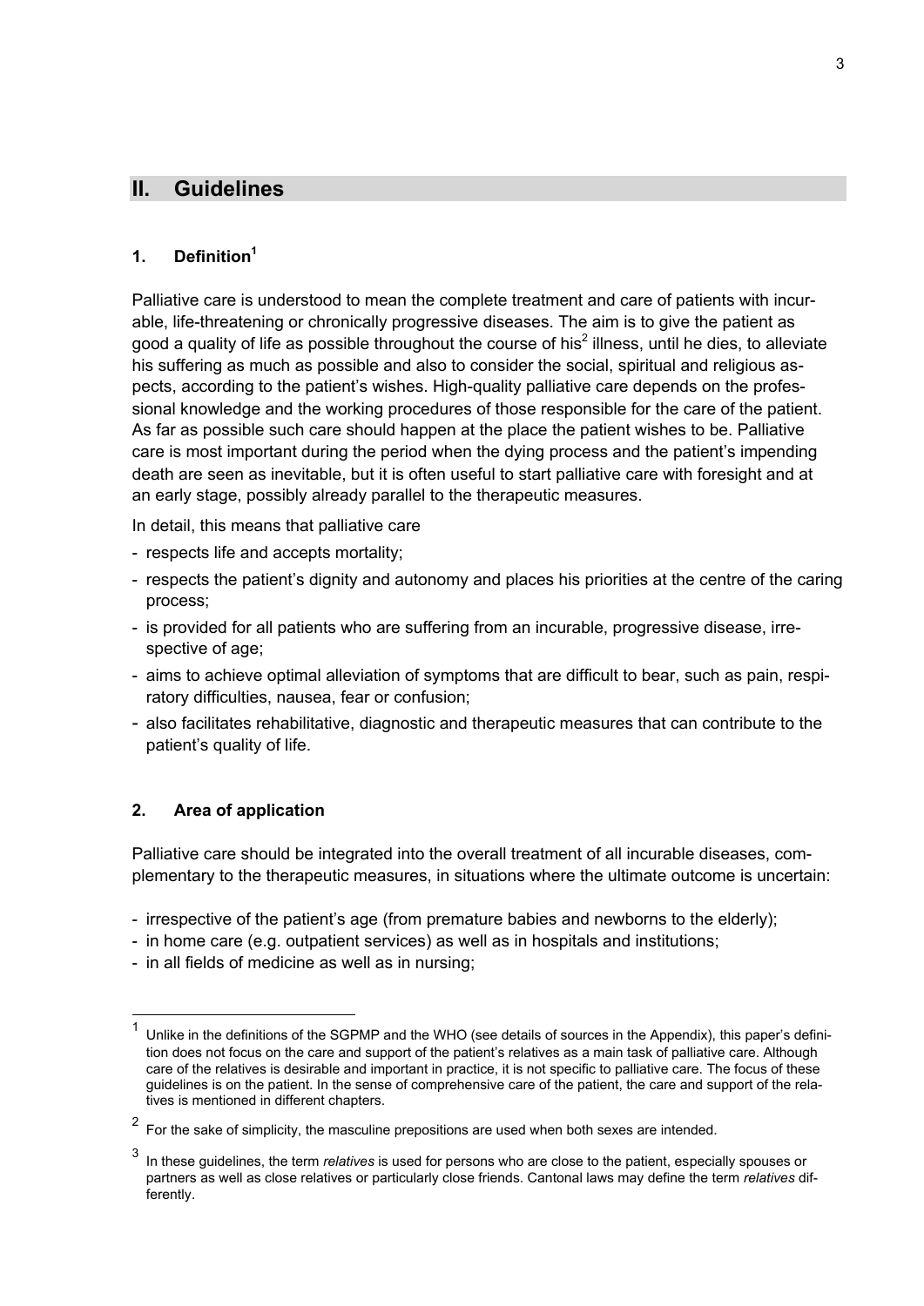## II. Guidelines

### 1. Definition[1]

Palliative care is understood to mean the complete treatment and care of patients with incurable, life-threatening or chronically progressive diseases. The aim is to give the patient as good a quality of life as possible throughout the course of his[2] illness, until he dies, to alleviate his suffering as much as possible and also to consider the social, spiritual and religious aspects, according to the patient's wishes. High-quality palliative care depends on the professional knowledge and the working procedures of those responsible for the care of the patient. As far as possible such care should happen at the place the patient wishes to be. Palliative care is most important during the period when the dying process and the patient's impending death are seen as inevitable, but it is often useful to start palliative care with foresight and at an early stage, possibly already parallel to the therapeutic measures.

In detail, this means that palliative care

- respects life and accepts mortality;
- respects the patient's dignity and autonomy and places his priorities at the centre of the caring process;
- is provided for all patients who are suffering from an incurable, progressive disease, irrespective of age;
- aims to achieve optimal alleviation of symptoms that are difficult to bear, such as pain, respiratory difficulties, nausea, fear or confusion;
- also facilitates rehabilitative, diagnostic and therapeutic measures that can contribute to the patient's quality of life.

### 2. Area of application

Palliative care should be integrated into the overall treatment of all incurable diseases, complementary to the therapeutic measures, in situations where the ultimate outcome is uncertain:

- irrespective of the patient's age (from premature babies and newborns to the elderly);
- in home care (e.g. outpatient services) as well as in hospitals and institutions;
- in all fields of medicine as well as in nursing;

---

[1] Unlike in the definitions of the SGPMP and the WHO (see details of sources in the Appendix), this paper's definition does not focus on the care and support of the patient's relatives as a main task of palliative care. Although care of the relatives is desirable and important in practice, it is not specific to palliative care. The focus of these guidelines is on the patient. In the sense of comprehensive care of the patient, the care and support of the relatives is mentioned in different chapters.

[2] For the sake of simplicity, the masculine prepositions are used when both sexes are intended.

[3] In these guidelines, the term *relatives* is used for persons who are close to the patient, especially spouses or partners as well as close relatives or particularly close friends. Cantonal laws may define the term *relatives* differently.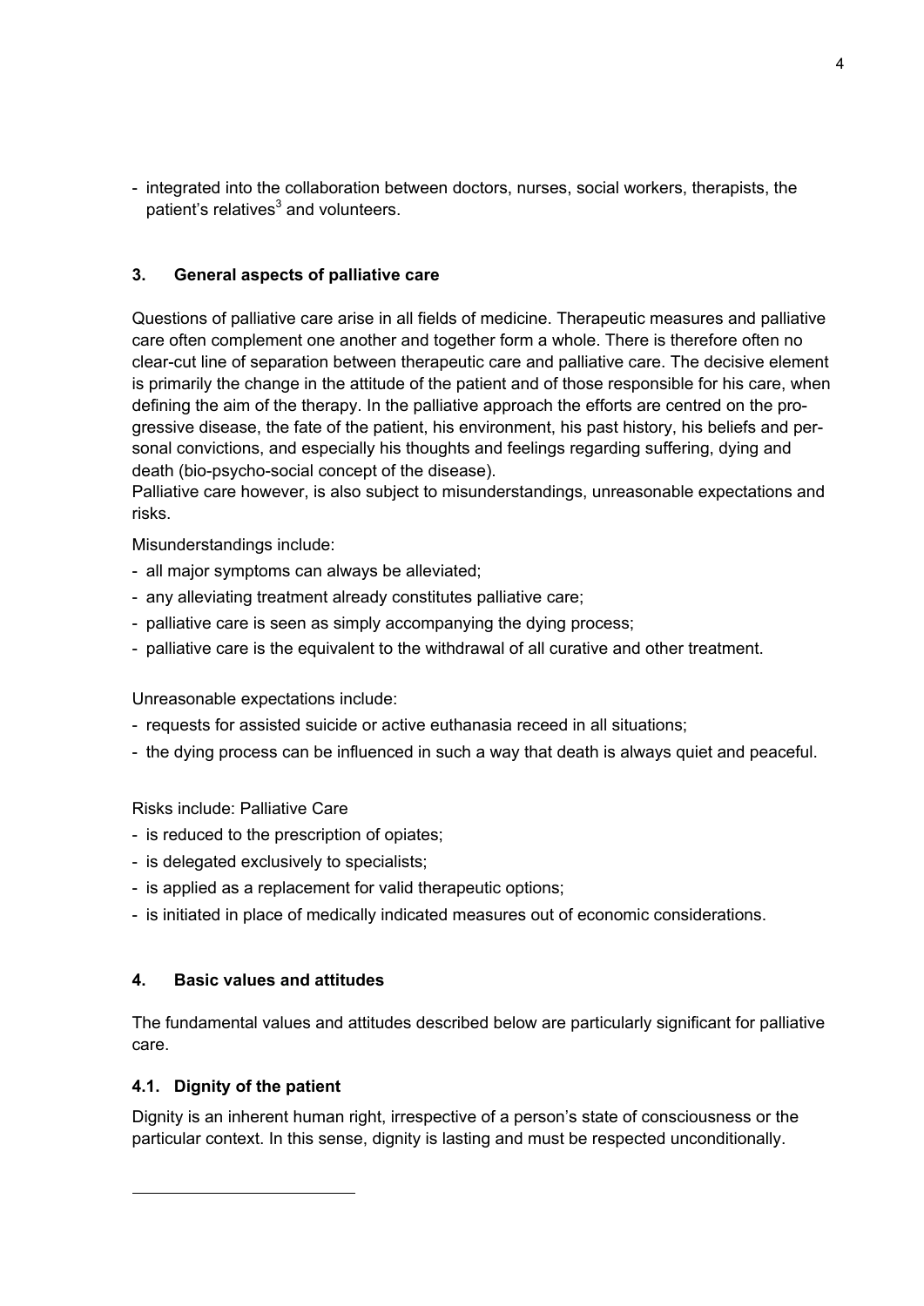- integrated into the collaboration between doctors, nurses, social workers, therapists, the patient's relatives[3] and volunteers.

## 3. General aspects of palliative care

Questions of palliative care arise in all fields of medicine. Therapeutic measures and palliative care often complement one another and together form a whole. There is therefore often no clear-cut line of separation between therapeutic care and palliative care. The decisive element is primarily the change in the attitude of the patient and of those responsible for his care, when defining the aim of the therapy. In the palliative approach the efforts are centred on the progressive disease, the fate of the patient, his environment, his past history, his beliefs and personal convictions, and especially his thoughts and feelings regarding suffering, dying and death (bio-psycho-social concept of the disease).
Palliative care however, is also subject to misunderstandings, unreasonable expectations and risks.

Misunderstandings include:

- all major symptoms can always be alleviated;
- any alleviating treatment already constitutes palliative care;
- palliative care is seen as simply accompanying the dying process;
- palliative care is the equivalent to the withdrawal of all curative and other treatment.

Unreasonable expectations include:

- requests for assisted suicide or active euthanasia receed in all situations;
- the dying process can be influenced in such a way that death is always quiet and peaceful.

Risks include: Palliative Care

- is reduced to the prescription of opiates;
- is delegated exclusively to specialists;
- is applied as a replacement for valid therapeutic options;
- is initiated in place of medically indicated measures out of economic considerations.

## 4. Basic values and attitudes

The fundamental values and attitudes described below are particularly significant for palliative care.

### 4.1. Dignity of the patient

Dignity is an inherent human right, irrespective of a person's state of consciousness or the particular context. In this sense, dignity is lasting and must be respected unconditionally.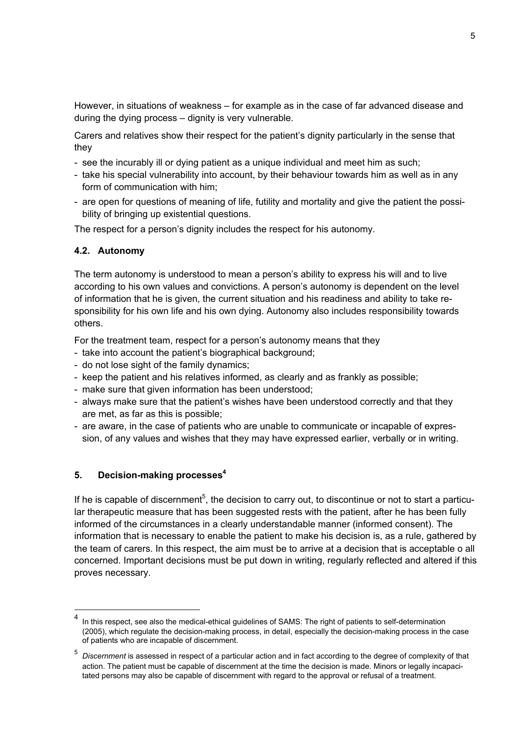However, in situations of weakness – for example as in the case of far advanced disease and during the dying process – dignity is very vulnerable.

Carers and relatives show their respect for the patient's dignity particularly in the sense that they

- see the incurably ill or dying patient as a unique individual and meet him as such;
- take his special vulnerability into account, by their behaviour towards him as well as in any form of communication with him;
- are open for questions of meaning of life, futility and mortality and give the patient the possibility of bringing up existential questions.

The respect for a person's dignity includes the respect for his autonomy.

### 4.2. Autonomy

The term autonomy is understood to mean a person's ability to express his will and to live according to his own values and convictions. A person's autonomy is dependent on the level of information that he is given, the current situation and his readiness and ability to take responsibility for his own life and his own dying. Autonomy also includes responsibility towards others.

For the treatment team, respect for a person's autonomy means that they

- take into account the patient's biographical background;
- do not lose sight of the family dynamics;
- keep the patient and his relatives informed, as clearly and as frankly as possible;
- make sure that given information has been understood;
- always make sure that the patient's wishes have been understood correctly and that they are met, as far as this is possible;
- are aware, in the case of patients who are unable to communicate or incapable of expression, of any values and wishes that they may have expressed earlier, verbally or in writing.

## 5. Decision-making processes[4]

If he is capable of discernment[5], the decision to carry out, to discontinue or not to start a particular therapeutic measure that has been suggested rests with the patient, after he has been fully informed of the circumstances in a clearly understandable manner (informed consent). The information that is necessary to enable the patient to make his decision is, as a rule, gathered by the team of carers. In this respect, the aim must be to arrive at a decision that is acceptable o all concerned. Important decisions must be put down in writing, regularly reflected and altered if this proves necessary.

---

[4] In this respect, see also the medical-ethical guidelines of SAMS: The right of patients to self-determination (2005), which regulate the decision-making process, in detail, especially the decision-making process in the case of patients who are incapable of discernment.

[5] *Discernment* is assessed in respect of a particular action and in fact according to the degree of complexity of that action. The patient must be capable of discernment at the time the decision is made. Minors or legally incapacitated persons may also be capable of discernment with regard to the approval or refusal of a treatment.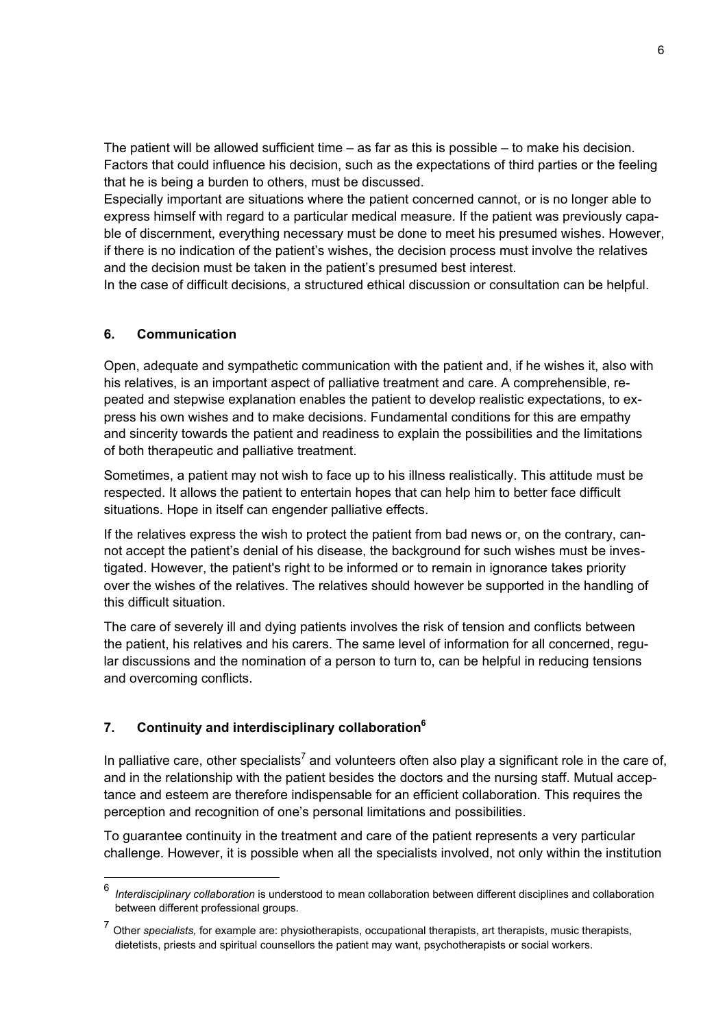The patient will be allowed sufficient time – as far as this is possible – to make his decision. Factors that could influence his decision, such as the expectations of third parties or the feeling that he is being a burden to others, must be discussed.

Especially important are situations where the patient concerned cannot, or is no longer able to express himself with regard to a particular medical measure. If the patient was previously capable of discernment, everything necessary must be done to meet his presumed wishes. However, if there is no indication of the patient's wishes, the decision process must involve the relatives and the decision must be taken in the patient's presumed best interest.

In the case of difficult decisions, a structured ethical discussion or consultation can be helpful.

## 6. Communication

Open, adequate and sympathetic communication with the patient and, if he wishes it, also with his relatives, is an important aspect of palliative treatment and care. A comprehensible, repeated and stepwise explanation enables the patient to develop realistic expectations, to express his own wishes and to make decisions. Fundamental conditions for this are empathy and sincerity towards the patient and readiness to explain the possibilities and the limitations of both therapeutic and palliative treatment.

Sometimes, a patient may not wish to face up to his illness realistically. This attitude must be respected. It allows the patient to entertain hopes that can help him to better face difficult situations. Hope in itself can engender palliative effects.

If the relatives express the wish to protect the patient from bad news or, on the contrary, cannot accept the patient's denial of his disease, the background for such wishes must be investigated. However, the patient's right to be informed or to remain in ignorance takes priority over the wishes of the relatives. The relatives should however be supported in the handling of this difficult situation.

The care of severely ill and dying patients involves the risk of tension and conflicts between the patient, his relatives and his carers. The same level of information for all concerned, regular discussions and the nomination of a person to turn to, can be helpful in reducing tensions and overcoming conflicts.

## 7. Continuity and interdisciplinary collaboration[6]

In palliative care, other specialists[7] and volunteers often also play a significant role in the care of, and in the relationship with the patient besides the doctors and the nursing staff. Mutual acceptance and esteem are therefore indispensable for an efficient collaboration. This requires the perception and recognition of one's personal limitations and possibilities.

To guarantee continuity in the treatment and care of the patient represents a very particular challenge. However, it is possible when all the specialists involved, not only within the institution

---

[6] *Interdisciplinary collaboration* is understood to mean collaboration between different disciplines and collaboration between different professional groups.

[7] Other *specialists,* for example are: physiotherapists, occupational therapists, art therapists, music therapists, dietetists, priests and spiritual counsellors the patient may want, psychotherapists or social workers.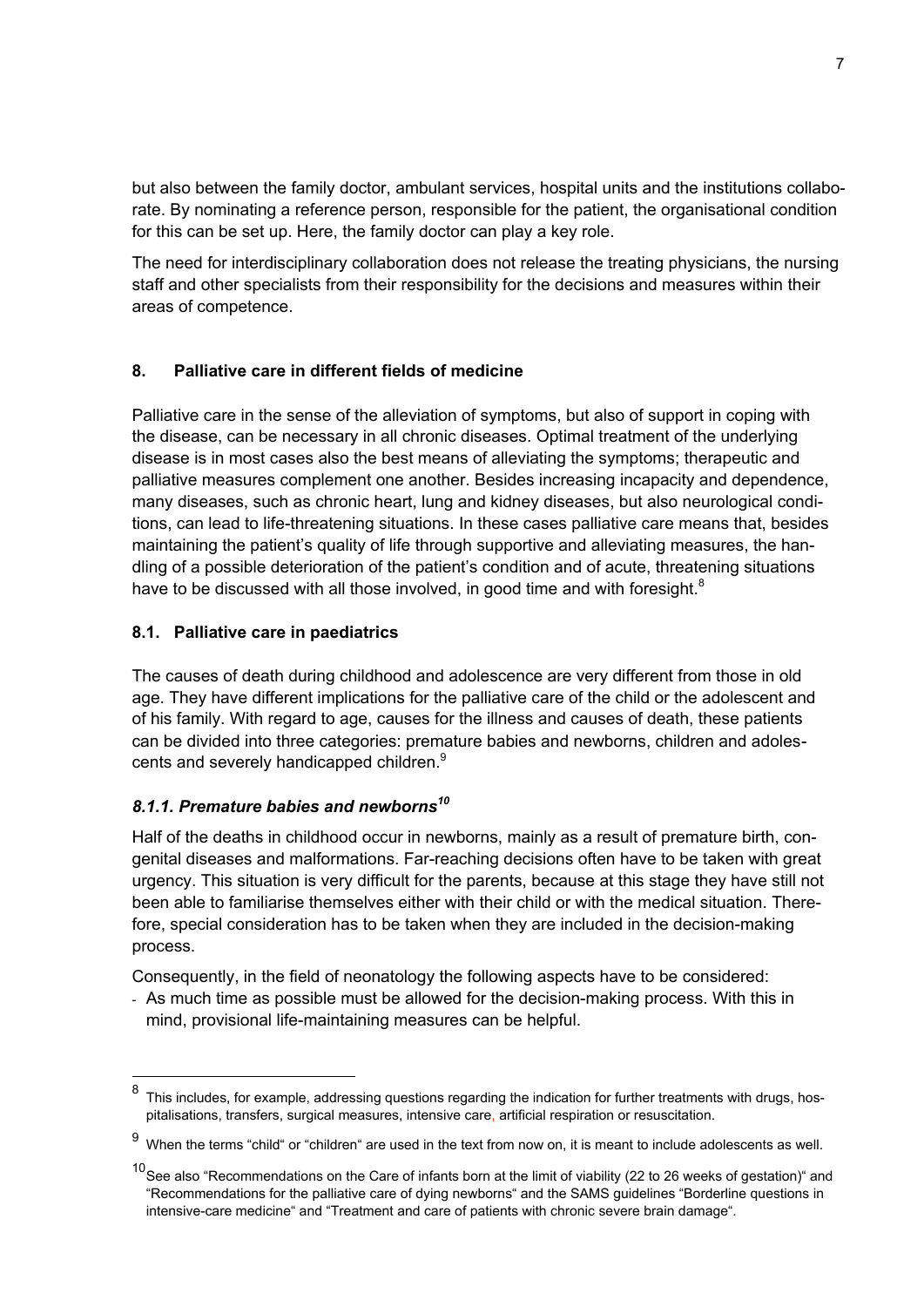but also between the family doctor, ambulant services, hospital units and the institutions collaborate. By nominating a reference person, responsible for the patient, the organisational condition for this can be set up. Here, the family doctor can play a key role.

The need for interdisciplinary collaboration does not release the treating physicians, the nursing staff and other specialists from their responsibility for the decisions and measures within their areas of competence.

## 8. Palliative care in different fields of medicine

Palliative care in the sense of the alleviation of symptoms, but also of support in coping with the disease, can be necessary in all chronic diseases. Optimal treatment of the underlying disease is in most cases also the best means of alleviating the symptoms; therapeutic and palliative measures complement one another. Besides increasing incapacity and dependence, many diseases, such as chronic heart, lung and kidney diseases, but also neurological conditions, can lead to life-threatening situations. In these cases palliative care means that, besides maintaining the patient's quality of life through supportive and alleviating measures, the handling of a possible deterioration of the patient's condition and of acute, threatening situations have to be discussed with all those involved, in good time and with foresight.[8]

### 8.1. Palliative care in paediatrics

The causes of death during childhood and adolescence are very different from those in old age. They have different implications for the palliative care of the child or the adolescent and of his family. With regard to age, causes for the illness and causes of death, these patients can be divided into three categories: premature babies and newborns, children and adolescents and severely handicapped children.[9]

#### *8.1.1. Premature babies and newborns*[10]

Half of the deaths in childhood occur in newborns, mainly as a result of premature birth, congenital diseases and malformations. Far-reaching decisions often have to be taken with great urgency. This situation is very difficult for the parents, because at this stage they have still not been able to familiarise themselves either with their child or with the medical situation. Therefore, special consideration has to be taken when they are included in the decision-making process.

Consequently, in the field of neonatology the following aspects have to be considered:

- As much time as possible must be allowed for the decision-making process. With this in mind, provisional life-maintaining measures can be helpful.

---

[8] This includes, for example, addressing questions regarding the indication for further treatments with drugs, hospitalisations, transfers, surgical measures, intensive care, artificial respiration or resuscitation.

[9] When the terms "child" or "children" are used in the text from now on, it is meant to include adolescents as well.

[10] See also "Recommendations on the Care of infants born at the limit of viability (22 to 26 weeks of gestation)" and "Recommendations for the palliative care of dying newborns" and the SAMS guidelines "Borderline questions in intensive-care medicine" and "Treatment and care of patients with chronic severe brain damage".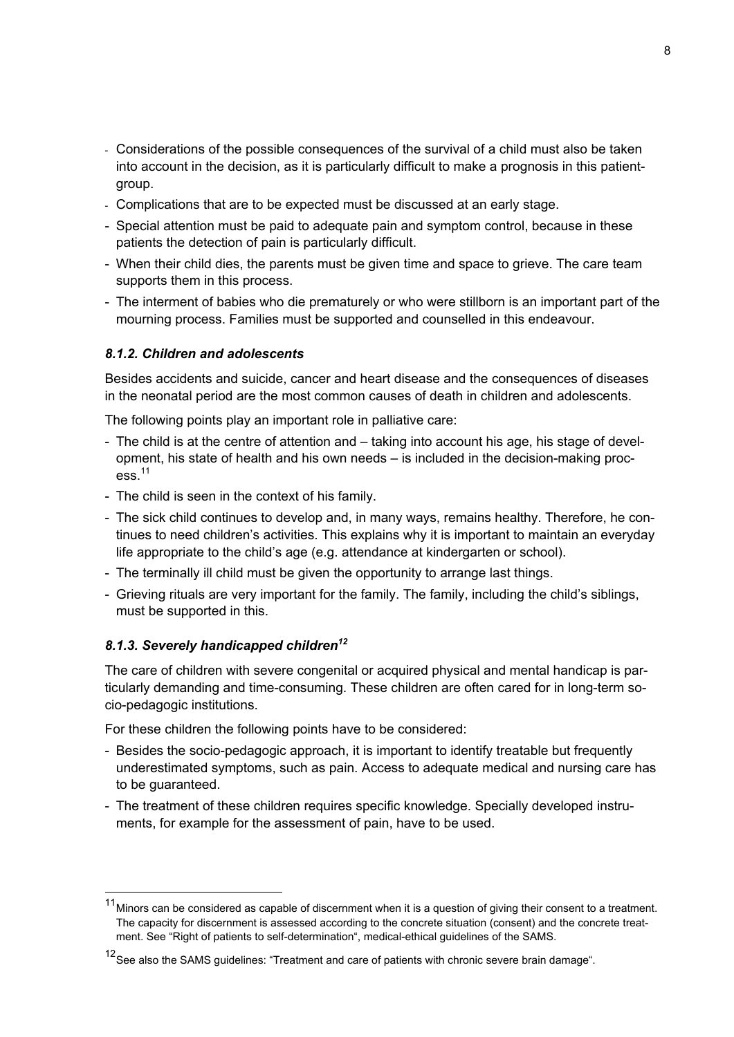- Considerations of the possible consequences of the survival of a child must also be taken into account in the decision, as it is particularly difficult to make a prognosis in this patient-group.
- Complications that are to be expected must be discussed at an early stage.
- Special attention must be paid to adequate pain and symptom control, because in these patients the detection of pain is particularly difficult.
- When their child dies, the parents must be given time and space to grieve. The care team supports them in this process.
- The interment of babies who die prematurely or who were stillborn is an important part of the mourning process. Families must be supported and counselled in this endeavour.

### *8.1.2. Children and adolescents*

Besides accidents and suicide, cancer and heart disease and the consequences of diseases in the neonatal period are the most common causes of death in children and adolescents.

The following points play an important role in palliative care:

- The child is at the centre of attention and – taking into account his age, his stage of development, his state of health and his own needs – is included in the decision-making process.[11]
- The child is seen in the context of his family.
- The sick child continues to develop and, in many ways, remains healthy. Therefore, he continues to need children's activities. This explains why it is important to maintain an everyday life appropriate to the child's age (e.g. attendance at kindergarten or school).
- The terminally ill child must be given the opportunity to arrange last things.
- Grieving rituals are very important for the family. The family, including the child's siblings, must be supported in this.

### *8.1.3. Severely handicapped children*[12]

The care of children with severe congenital or acquired physical and mental handicap is particularly demanding and time-consuming. These children are often cared for in long-term socio-pedagogic institutions.

For these children the following points have to be considered:

- Besides the socio-pedagogic approach, it is important to identify treatable but frequently underestimated symptoms, such as pain. Access to adequate medical and nursing care has to be guaranteed.
- The treatment of these children requires specific knowledge. Specially developed instruments, for example for the assessment of pain, have to be used.

---

[11] Minors can be considered as capable of discernment when it is a question of giving their consent to a treatment. The capacity for discernment is assessed according to the concrete situation (consent) and the concrete treatment. See "Right of patients to self-determination", medical-ethical guidelines of the SAMS.

[12] See also the SAMS guidelines: "Treatment and care of patients with chronic severe brain damage".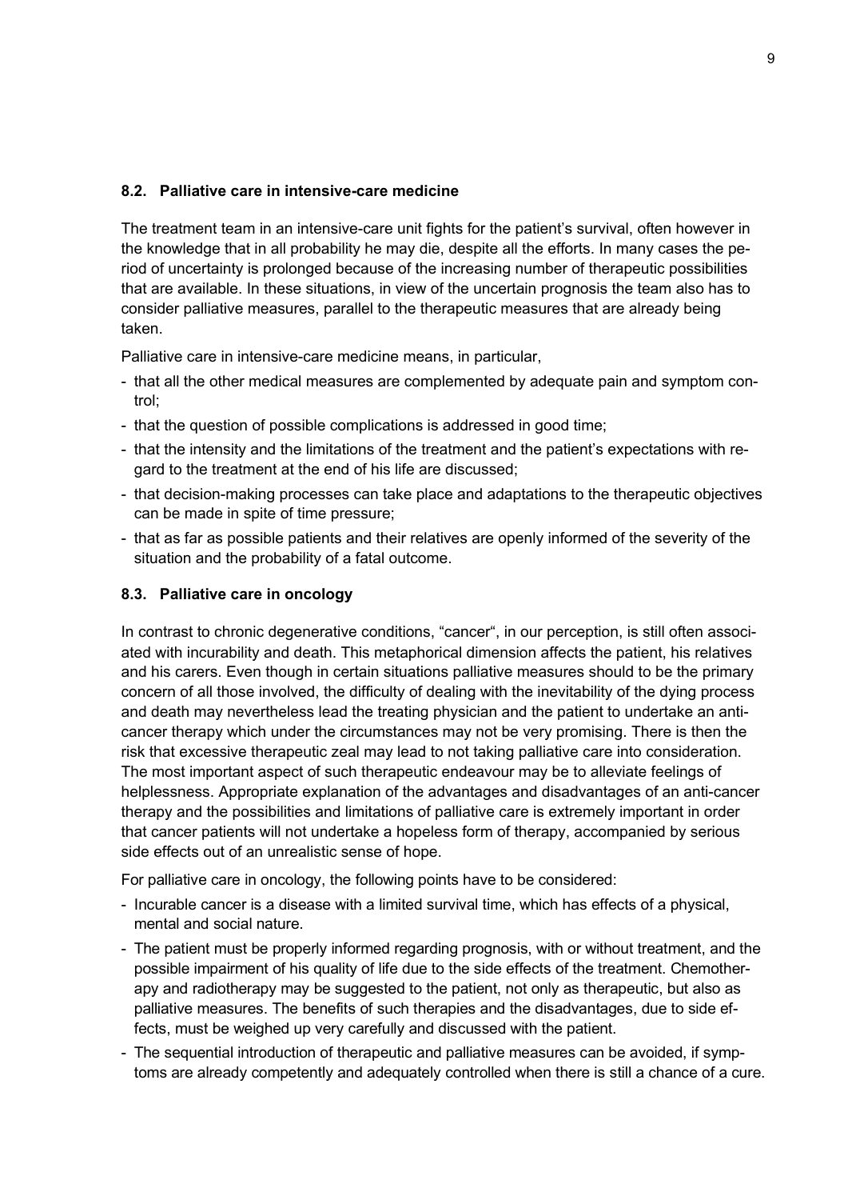### 8.2. Palliative care in intensive-care medicine

The treatment team in an intensive-care unit fights for the patient's survival, often however in the knowledge that in all probability he may die, despite all the efforts. In many cases the period of uncertainty is prolonged because of the increasing number of therapeutic possibilities that are available. In these situations, in view of the uncertain prognosis the team also has to consider palliative measures, parallel to the therapeutic measures that are already being taken.

Palliative care in intensive-care medicine means, in particular,

- that all the other medical measures are complemented by adequate pain and symptom control;
- that the question of possible complications is addressed in good time;
- that the intensity and the limitations of the treatment and the patient's expectations with regard to the treatment at the end of his life are discussed;
- that decision-making processes can take place and adaptations to the therapeutic objectives can be made in spite of time pressure;
- that as far as possible patients and their relatives are openly informed of the severity of the situation and the probability of a fatal outcome.

### 8.3. Palliative care in oncology

In contrast to chronic degenerative conditions, "cancer", in our perception, is still often associated with incurability and death. This metaphorical dimension affects the patient, his relatives and his carers. Even though in certain situations palliative measures should to be the primary concern of all those involved, the difficulty of dealing with the inevitability of the dying process and death may nevertheless lead the treating physician and the patient to undertake an anti-cancer therapy which under the circumstances may not be very promising. There is then the risk that excessive therapeutic zeal may lead to not taking palliative care into consideration. The most important aspect of such therapeutic endeavour may be to alleviate feelings of helplessness. Appropriate explanation of the advantages and disadvantages of an anti-cancer therapy and the possibilities and limitations of palliative care is extremely important in order that cancer patients will not undertake a hopeless form of therapy, accompanied by serious side effects out of an unrealistic sense of hope.

For palliative care in oncology, the following points have to be considered:

- Incurable cancer is a disease with a limited survival time, which has effects of a physical, mental and social nature.
- The patient must be properly informed regarding prognosis, with or without treatment, and the possible impairment of his quality of life due to the side effects of the treatment. Chemotherapy and radiotherapy may be suggested to the patient, not only as therapeutic, but also as palliative measures. The benefits of such therapies and the disadvantages, due to side effects, must be weighed up very carefully and discussed with the patient.
- The sequential introduction of therapeutic and palliative measures can be avoided, if symptoms are already competently and adequately controlled when there is still a chance of a cure.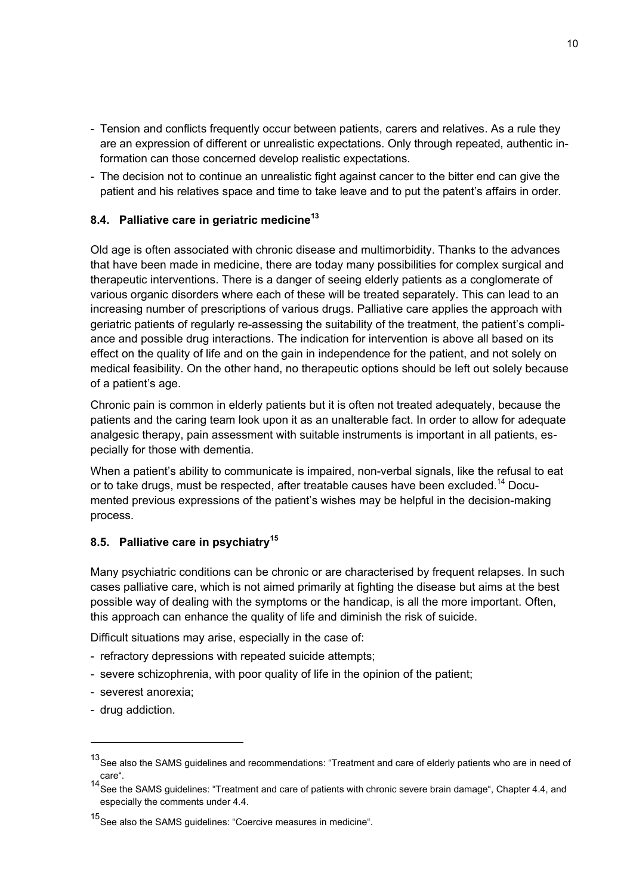- Tension and conflicts frequently occur between patients, carers and relatives. As a rule they are an expression of different or unrealistic expectations. Only through repeated, authentic information can those concerned develop realistic expectations.
- The decision not to continue an unrealistic fight against cancer to the bitter end can give the patient and his relatives space and time to take leave and to put the patent's affairs in order.

### 8.4. Palliative care in geriatric medicine[13]

Old age is often associated with chronic disease and multimorbidity. Thanks to the advances that have been made in medicine, there are today many possibilities for complex surgical and therapeutic interventions. There is a danger of seeing elderly patients as a conglomerate of various organic disorders where each of these will be treated separately. This can lead to an increasing number of prescriptions of various drugs. Palliative care applies the approach with geriatric patients of regularly re-assessing the suitability of the treatment, the patient's compliance and possible drug interactions. The indication for intervention is above all based on its effect on the quality of life and on the gain in independence for the patient, and not solely on medical feasibility. On the other hand, no therapeutic options should be left out solely because of a patient's age.

Chronic pain is common in elderly patients but it is often not treated adequately, because the patients and the caring team look upon it as an unalterable fact. In order to allow for adequate analgesic therapy, pain assessment with suitable instruments is important in all patients, especially for those with dementia.

When a patient's ability to communicate is impaired, non-verbal signals, like the refusal to eat or to take drugs, must be respected, after treatable causes have been excluded.[14] Documented previous expressions of the patient's wishes may be helpful in the decision-making process.

### 8.5. Palliative care in psychiatry[15]

Many psychiatric conditions can be chronic or are characterised by frequent relapses. In such cases palliative care, which is not aimed primarily at fighting the disease but aims at the best possible way of dealing with the symptoms or the handicap, is all the more important. Often, this approach can enhance the quality of life and diminish the risk of suicide.

Difficult situations may arise, especially in the case of:

- refractory depressions with repeated suicide attempts;
- severe schizophrenia, with poor quality of life in the opinion of the patient;
- severest anorexia;
- drug addiction.

---

[13] See also the SAMS guidelines and recommendations: "Treatment and care of elderly patients who are in need of care".

[14] See the SAMS guidelines: "Treatment and care of patients with chronic severe brain damage", Chapter 4.4, and especially the comments under 4.4.

[15] See also the SAMS guidelines: "Coercive measures in medicine".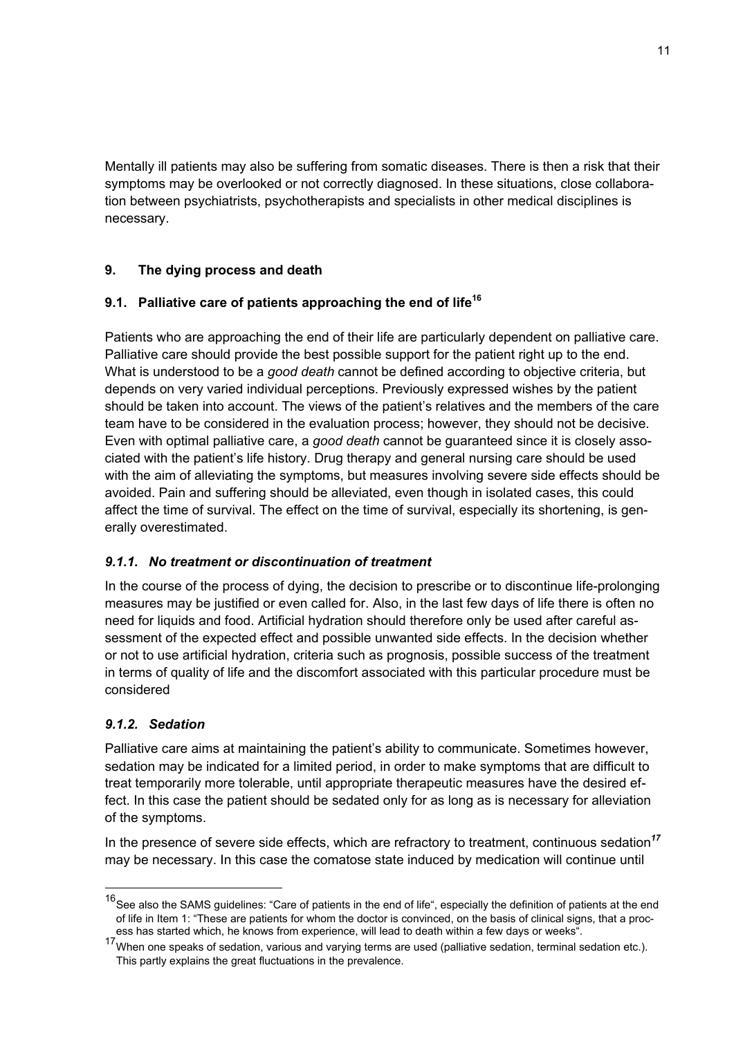Mentally ill patients may also be suffering from somatic diseases. There is then a risk that their symptoms may be overlooked or not correctly diagnosed. In these situations, close collaboration between psychiatrists, psychotherapists and specialists in other medical disciplines is necessary.

## 9. The dying process and death

### 9.1. Palliative care of patients approaching the end of life[16]

Patients who are approaching the end of their life are particularly dependent on palliative care. Palliative care should provide the best possible support for the patient right up to the end. What is understood to be a *good death* cannot be defined according to objective criteria, but depends on very varied individual perceptions. Previously expressed wishes by the patient should be taken into account. The views of the patient's relatives and the members of the care team have to be considered in the evaluation process; however, they should not be decisive. Even with optimal palliative care, a *good death* cannot be guaranteed since it is closely associated with the patient's life history. Drug therapy and general nursing care should be used with the aim of alleviating the symptoms, but measures involving severe side effects should be avoided. Pain and suffering should be alleviated, even though in isolated cases, this could affect the time of survival. The effect on the time of survival, especially its shortening, is generally overestimated.

#### *9.1.1. No treatment or discontinuation of treatment*

In the course of the process of dying, the decision to prescribe or to discontinue life-prolonging measures may be justified or even called for. Also, in the last few days of life there is often no need for liquids and food. Artificial hydration should therefore only be used after careful assessment of the expected effect and possible unwanted side effects. In the decision whether or not to use artificial hydration, criteria such as prognosis, possible success of the treatment in terms of quality of life and the discomfort associated with this particular procedure must be considered

#### *9.1.2. Sedation*

Palliative care aims at maintaining the patient's ability to communicate. Sometimes however, sedation may be indicated for a limited period, in order to make symptoms that are difficult to treat temporarily more tolerable, until appropriate therapeutic measures have the desired effect. In this case the patient should be sedated only for as long as is necessary for alleviation of the symptoms.

In the presence of severe side effects, which are refractory to treatment, continuous sedation[17] may be necessary. In this case the comatose state induced by medication will continue until

---

[16] See also the SAMS guidelines: "Care of patients in the end of life", especially the definition of patients at the end of life in Item 1: "These are patients for whom the doctor is convinced, on the basis of clinical signs, that a process has started which, he knows from experience, will lead to death within a few days or weeks".

[17] When one speaks of sedation, various and varying terms are used (palliative sedation, terminal sedation etc.). This partly explains the great fluctuations in the prevalence.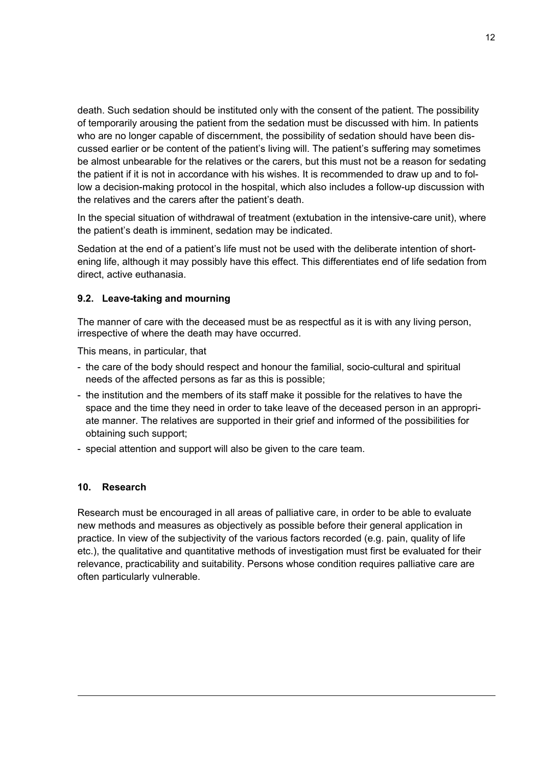death. Such sedation should be instituted only with the consent of the patient. The possibility of temporarily arousing the patient from the sedation must be discussed with him. In patients who are no longer capable of discernment, the possibility of sedation should have been discussed earlier or be content of the patient's living will. The patient's suffering may sometimes be almost unbearable for the relatives or the carers, but this must not be a reason for sedating the patient if it is not in accordance with his wishes. It is recommended to draw up and to follow a decision-making protocol in the hospital, which also includes a follow-up discussion with the relatives and the carers after the patient's death.

In the special situation of withdrawal of treatment (extubation in the intensive-care unit), where the patient's death is imminent, sedation may be indicated.

Sedation at the end of a patient's life must not be used with the deliberate intention of shortening life, although it may possibly have this effect. This differentiates end of life sedation from direct, active euthanasia.

### 9.2. Leave-taking and mourning

The manner of care with the deceased must be as respectful as it is with any living person, irrespective of where the death may have occurred.

This means, in particular, that

- the care of the body should respect and honour the familial, socio-cultural and spiritual needs of the affected persons as far as this is possible;
- the institution and the members of its staff make it possible for the relatives to have the space and the time they need in order to take leave of the deceased person in an appropriate manner. The relatives are supported in their grief and informed of the possibilities for obtaining such support;
- special attention and support will also be given to the care team.

## 10. Research

Research must be encouraged in all areas of palliative care, in order to be able to evaluate new methods and measures as objectively as possible before their general application in practice. In view of the subjectivity of the various factors recorded (e.g. pain, quality of life etc.), the qualitative and quantitative methods of investigation must first be evaluated for their relevance, practicability and suitability. Persons whose condition requires palliative care are often particularly vulnerable.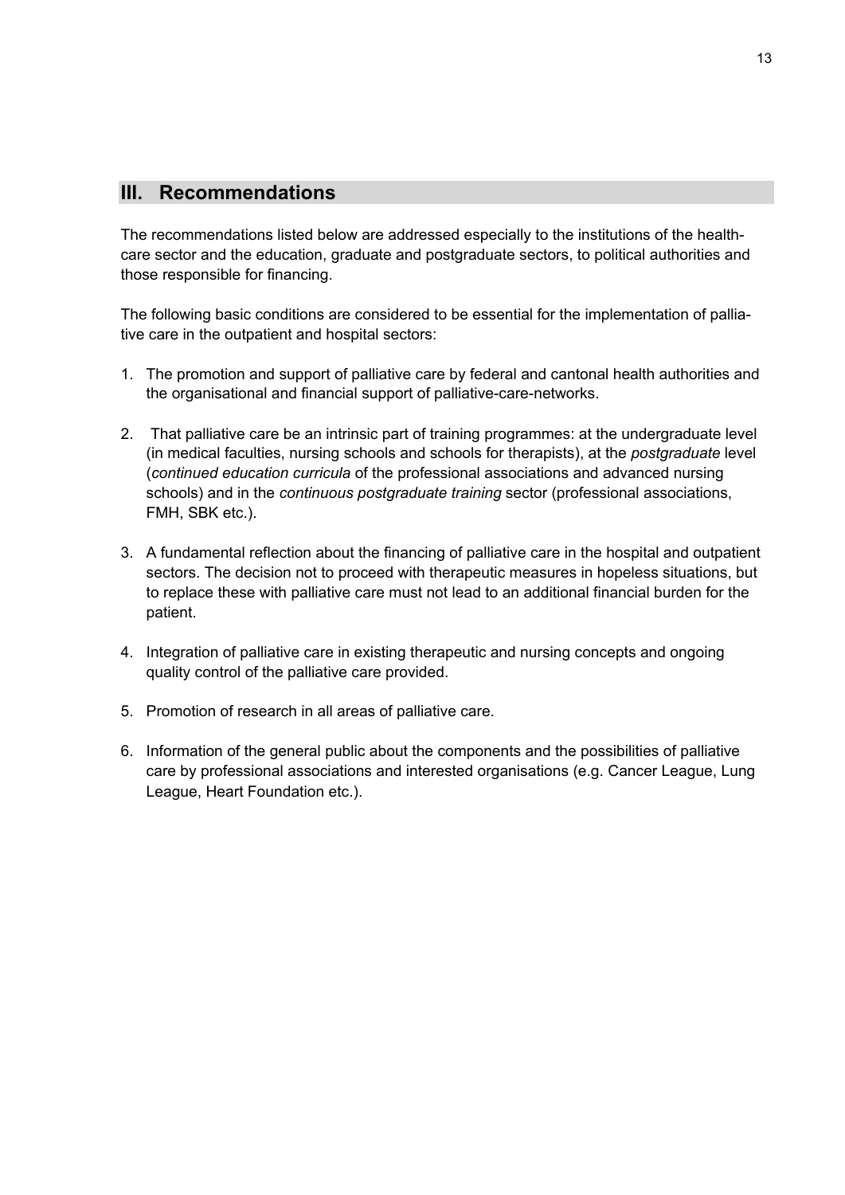## III. Recommendations

The recommendations listed below are addressed especially to the institutions of the health-care sector and the education, graduate and postgraduate sectors, to political authorities and those responsible for financing.

The following basic conditions are considered to be essential for the implementation of palliative care in the outpatient and hospital sectors:

1. The promotion and support of palliative care by federal and cantonal health authorities and the organisational and financial support of palliative-care-networks.

2. That palliative care be an intrinsic part of training programmes: at the undergraduate level (in medical faculties, nursing schools and schools for therapists), at the *postgraduate* level (*continued education curricula* of the professional associations and advanced nursing schools) and in the *continuous postgraduate training* sector (professional associations, FMH, SBK etc.).

3. A fundamental reflection about the financing of palliative care in the hospital and outpatient sectors. The decision not to proceed with therapeutic measures in hopeless situations, but to replace these with palliative care must not lead to an additional financial burden for the patient.

4. Integration of palliative care in existing therapeutic and nursing concepts and ongoing quality control of the palliative care provided.

5. Promotion of research in all areas of palliative care.

6. Information of the general public about the components and the possibilities of palliative care by professional associations and interested organisations (e.g. Cancer League, Lung League, Heart Foundation etc.).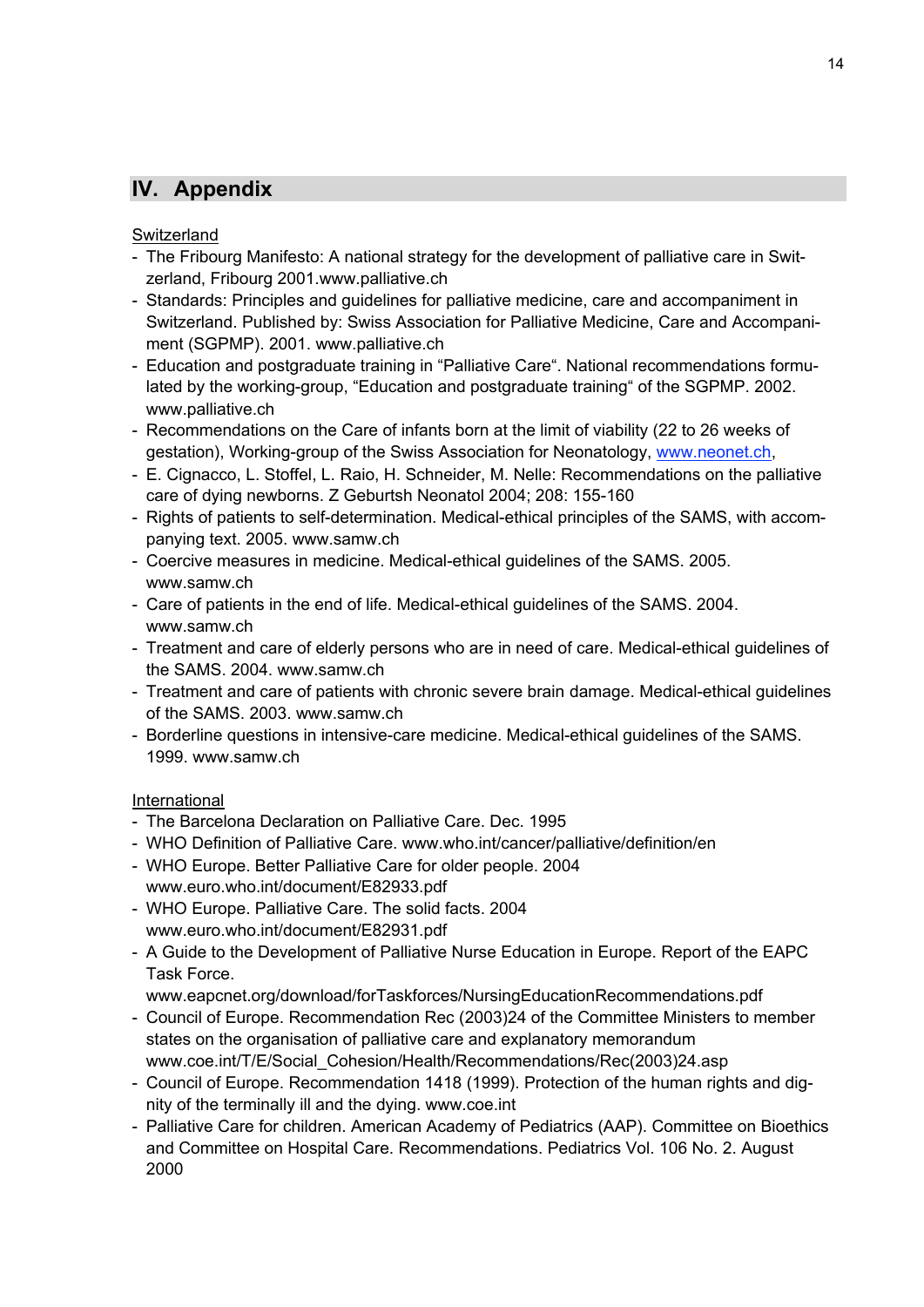# IV. Appendix

Switzerland

- The Fribourg Manifesto: A national strategy for the development of palliative care in Switzerland, Fribourg 2001.www.palliative.ch
- Standards: Principles and guidelines for palliative medicine, care and accompaniment in Switzerland. Published by: Swiss Association for Palliative Medicine, Care and Accompaniment (SGPMP). 2001. www.palliative.ch
- Education and postgraduate training in "Palliative Care". National recommendations formulated by the working-group, "Education and postgraduate training" of the SGPMP. 2002. www.palliative.ch
- Recommendations on the Care of infants born at the limit of viability (22 to 26 weeks of gestation), Working-group of the Swiss Association for Neonatology, www.neonet.ch,
- E. Cignacco, L. Stoffel, L. Raio, H. Schneider, M. Nelle: Recommendations on the palliative care of dying newborns. Z Geburtsh Neonatol 2004; 208: 155-160
- Rights of patients to self-determination. Medical-ethical principles of the SAMS, with accompanying text. 2005. www.samw.ch
- Coercive measures in medicine. Medical-ethical guidelines of the SAMS. 2005. www.samw.ch
- Care of patients in the end of life. Medical-ethical guidelines of the SAMS. 2004. www.samw.ch
- Treatment and care of elderly persons who are in need of care. Medical-ethical guidelines of the SAMS. 2004. www.samw.ch
- Treatment and care of patients with chronic severe brain damage. Medical-ethical guidelines of the SAMS. 2003. www.samw.ch
- Borderline questions in intensive-care medicine. Medical-ethical guidelines of the SAMS. 1999. www.samw.ch

International

- The Barcelona Declaration on Palliative Care. Dec. 1995
- WHO Definition of Palliative Care. www.who.int/cancer/palliative/definition/en
- WHO Europe. Better Palliative Care for older people. 2004 www.euro.who.int/document/E82933.pdf
- WHO Europe. Palliative Care. The solid facts. 2004 www.euro.who.int/document/E82931.pdf
- A Guide to the Development of Palliative Nurse Education in Europe. Report of the EAPC Task Force. www.eapcnet.org/download/forTaskforces/NursingEducationRecommendations.pdf
- Council of Europe. Recommendation Rec (2003)24 of the Committee Ministers to member states on the organisation of palliative care and explanatory memorandum www.coe.int/T/E/Social_Cohesion/Health/Recommendations/Rec(2003)24.asp
- Council of Europe. Recommendation 1418 (1999). Protection of the human rights and dignity of the terminally ill and the dying. www.coe.int
- Palliative Care for children. American Academy of Pediatrics (AAP). Committee on Bioethics and Committee on Hospital Care. Recommendations. Pediatrics Vol. 106 No. 2. August 2000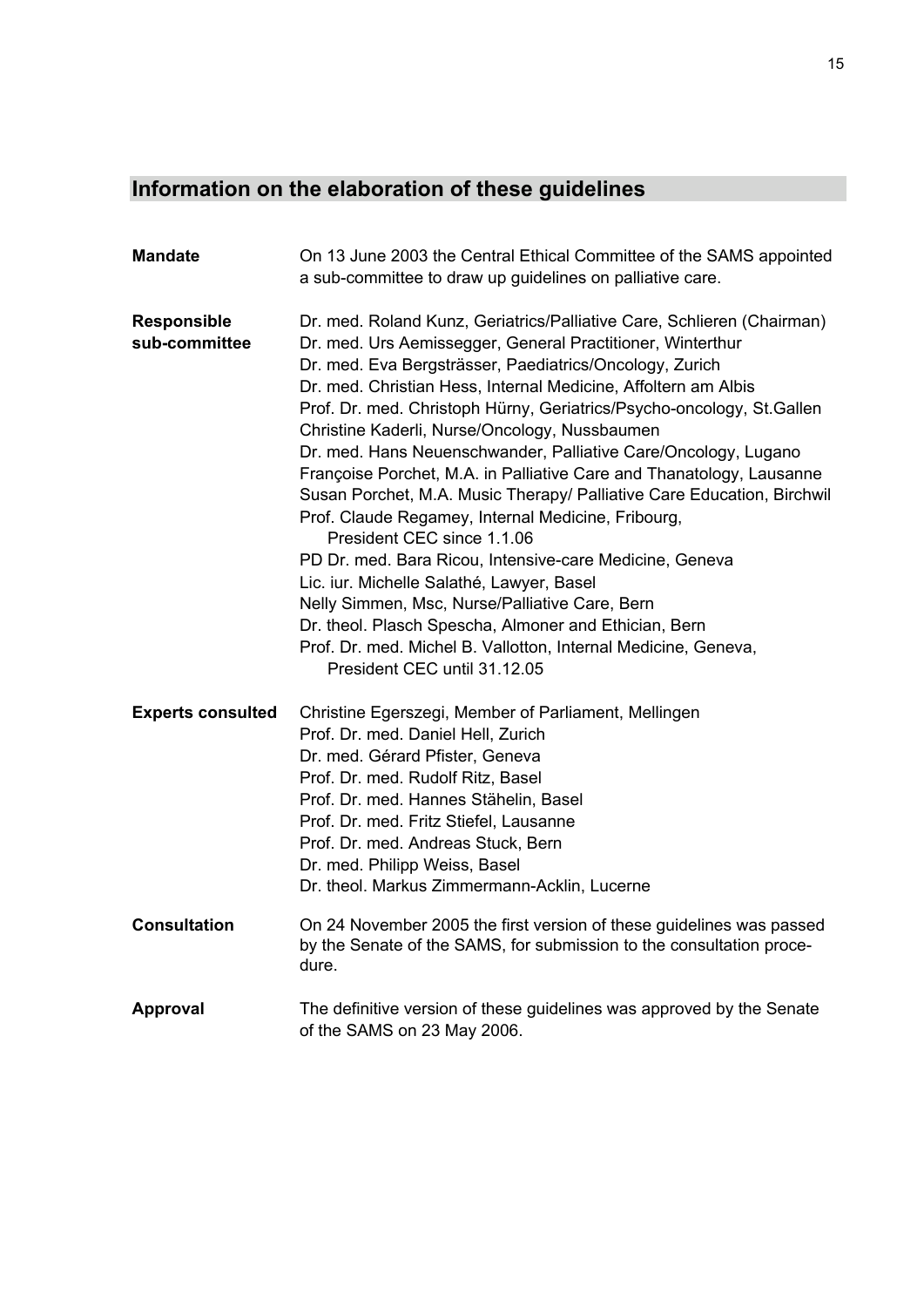## Information on the elaboration of these guidelines

**Mandate**

On 13 June 2003 the Central Ethical Committee of the SAMS appointed a sub-committee to draw up guidelines on palliative care.

**Responsible sub-committee**

Dr. med. Roland Kunz, Geriatrics/Palliative Care, Schlieren (Chairman)
Dr. med. Urs Aemissegger, General Practitioner, Winterthur
Dr. med. Eva Bergsträsser, Paediatrics/Oncology, Zurich
Dr. med. Christian Hess, Internal Medicine, Affoltern am Albis
Prof. Dr. med. Christoph Hürny, Geriatrics/Psycho-oncology, St.Gallen
Christine Kaderli, Nurse/Oncology, Nussbaumen
Dr. med. Hans Neuenschwander, Palliative Care/Oncology, Lugano
Françoise Porchet, M.A. in Palliative Care and Thanatology, Lausanne
Susan Porchet, M.A. Music Therapy/ Palliative Care Education, Birchwil
Prof. Claude Regamey, Internal Medicine, Fribourg, President CEC since 1.1.06
PD Dr. med. Bara Ricou, Intensive-care Medicine, Geneva
Lic. iur. Michelle Salathé, Lawyer, Basel
Nelly Simmen, Msc, Nurse/Palliative Care, Bern
Dr. theol. Plasch Spescha, Almoner and Ethician, Bern
Prof. Dr. med. Michel B. Vallotton, Internal Medicine, Geneva, President CEC until 31.12.05

**Experts consulted**

Christine Egerszegi, Member of Parliament, Mellingen
Prof. Dr. med. Daniel Hell, Zurich
Dr. med. Gérard Pfister, Geneva
Prof. Dr. med. Rudolf Ritz, Basel
Prof. Dr. med. Hannes Stähelin, Basel
Prof. Dr. med. Fritz Stiefel, Lausanne
Prof. Dr. med. Andreas Stuck, Bern
Dr. med. Philipp Weiss, Basel
Dr. theol. Markus Zimmermann-Acklin, Lucerne

**Consultation**

On 24 November 2005 the first version of these guidelines was passed by the Senate of the SAMS, for submission to the consultation procedure.

**Approval**

The definitive version of these guidelines was approved by the Senate of the SAMS on 23 May 2006.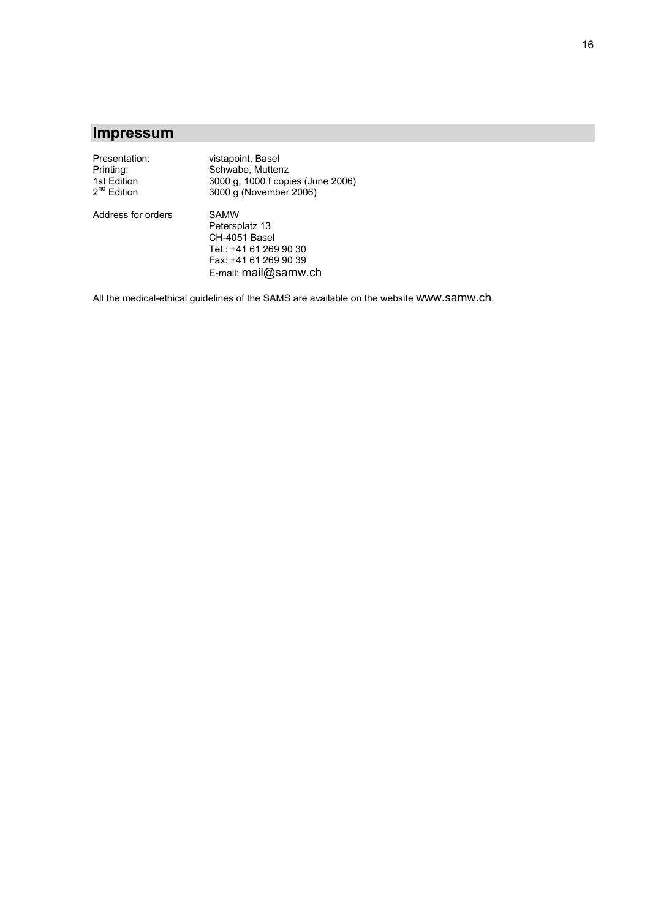## Impressum

| | |
|---|---|
| Presentation: | vistapoint, Basel |
| Printing: | Schwabe, Muttenz |
| 1st Edition | 3000 g, 1000 f copies (June 2006) |
| 2nd Edition | 3000 g (November 2006) |
| Address for orders | SAMW<br>Petersplatz 13<br>CH-4051 Basel<br>Tel.: +41 61 269 90 30<br>Fax: +41 61 269 90 39<br>E-mail: mail@samw.ch |

All the medical-ethical guidelines of the SAMS are available on the website www.samw.ch.